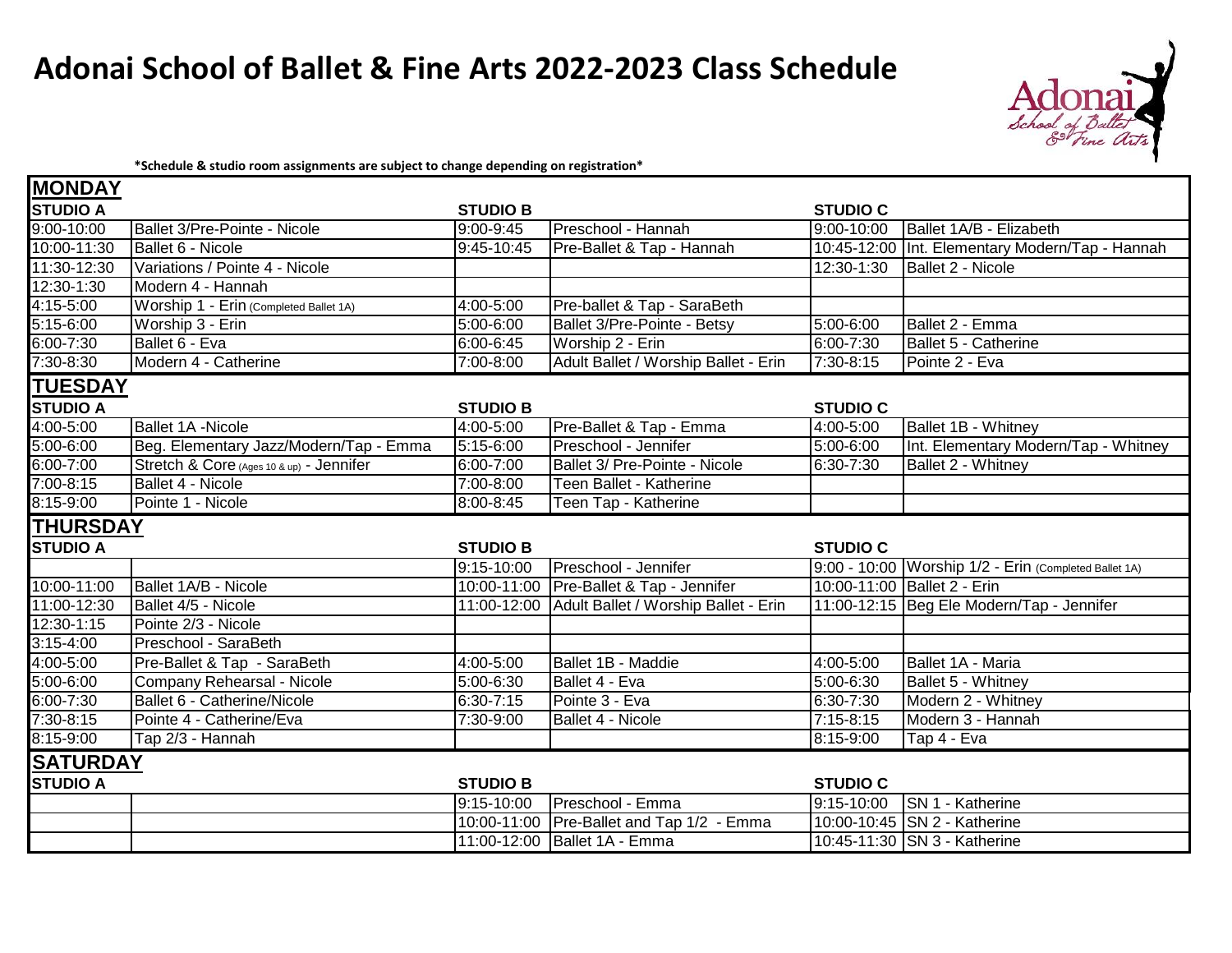# Adonai School of Ballet & Fine Arts 2022-2023 Class Schedule

**\*Schedule & studio room assignments are subject to change depending on registration\***

| | | | | | |
|---|---|---|---|---|---|
| **MONDAY** | | | | | |
| **STUDIO A** | | **STUDIO B** | | **STUDIO C** | |
| 9:00-10:00 | Ballet 3/Pre-Pointe - Nicole | 9:00-9:45 | Preschool - Hannah | 9:00-10:00 | Ballet 1A/B - Elizabeth |
| 10:00-11:30 | Ballet 6 - Nicole | 9:45-10:45 | Pre-Ballet & Tap - Hannah | 10:45-12:00 | Int. Elementary Modern/Tap - Hannah |
| 11:30-12:30 | Variations / Pointe 4 - Nicole | | | 12:30-1:30 | Ballet 2 - Nicole |
| 12:30-1:30 | Modern 4 - Hannah | | | | |
| 4:15-5:00 | Worship 1 - Erin (Completed Ballet 1A) | 4:00-5:00 | Pre-ballet & Tap - SaraBeth | | |
| 5:15-6:00 | Worship 3 - Erin | 5:00-6:00 | Ballet 3/Pre-Pointe - Betsy | 5:00-6:00 | Ballet 2 - Emma |
| 6:00-7:30 | Ballet 6 - Eva | 6:00-6:45 | Worship 2 - Erin | 6:00-7:30 | Ballet 5 - Catherine |
| 7:30-8:30 | Modern 4 - Catherine | 7:00-8:00 | Adult Ballet / Worship Ballet - Erin | 7:30-8:15 | Pointe 2 - Eva |
| **TUESDAY** | | | | | |
| **STUDIO A** | | **STUDIO B** | | **STUDIO C** | |
| 4:00-5:00 | Ballet 1A -Nicole | 4:00-5:00 | Pre-Ballet & Tap - Emma | 4:00-5:00 | Ballet 1B - Whitney |
| 5:00-6:00 | Beg. Elementary Jazz/Modern/Tap - Emma | 5:15-6:00 | Preschool - Jennifer | 5:00-6:00 | Int. Elementary Modern/Tap - Whitney |
| 6:00-7:00 | Stretch & Core (Ages 10 & up) - Jennifer | 6:00-7:00 | Ballet 3/ Pre-Pointe - Nicole | 6:30-7:30 | Ballet 2 - Whitney |
| 7:00-8:15 | Ballet 4 - Nicole | 7:00-8:00 | Teen Ballet - Katherine | | |
| 8:15-9:00 | Pointe 1 - Nicole | 8:00-8:45 | Teen Tap - Katherine | | |
| **THURSDAY** | | | | | |
| **STUDIO A** | | **STUDIO B** | | **STUDIO C** | |
| | | 9:15-10:00 | Preschool - Jennifer | 9:00 - 10:00 | Worship 1/2 - Erin (Completed Ballet 1A) |
| 10:00-11:00 | Ballet 1A/B - Nicole | 10:00-11:00 | Pre-Ballet & Tap - Jennifer | 10:00-11:00 | Ballet 2 - Erin |
| 11:00-12:30 | Ballet 4/5 - Nicole | 11:00-12:00 | Adult Ballet / Worship Ballet - Erin | 11:00-12:15 | Beg Ele Modern/Tap - Jennifer |
| 12:30-1:15 | Pointe 2/3 - Nicole | | | | |
| 3:15-4:00 | Preschool - SaraBeth | | | | |
| 4:00-5:00 | Pre-Ballet & Tap - SaraBeth | 4:00-5:00 | Ballet 1B - Maddie | 4:00-5:00 | Ballet 1A - Maria |
| 5:00-6:00 | Company Rehearsal - Nicole | 5:00-6:30 | Ballet 4 - Eva | 5:00-6:30 | Ballet 5 - Whitney |
| 6:00-7:30 | Ballet 6 - Catherine/Nicole | 6:30-7:15 | Pointe 3 - Eva | 6:30-7:30 | Modern 2 - Whitney |
| 7:30-8:15 | Pointe 4 - Catherine/Eva | 7:30-9:00 | Ballet 4 - Nicole | 7:15-8:15 | Modern 3 - Hannah |
| 8:15-9:00 | Tap 2/3 - Hannah | | | 8:15-9:00 | Tap 4 - Eva |
| **SATURDAY** | | | | | |
| **STUDIO A** | | **STUDIO B** | | **STUDIO C** | |
| | | 9:15-10:00 | Preschool - Emma | 9:15-10:00 | SN 1 - Katherine |
| | | 10:00-11:00 | Pre-Ballet and Tap 1/2 - Emma | 10:00-10:45 | SN 2 - Katherine |
| | | 11:00-12:00 | Ballet 1A - Emma | 10:45-11:30 | SN 3 - Katherine |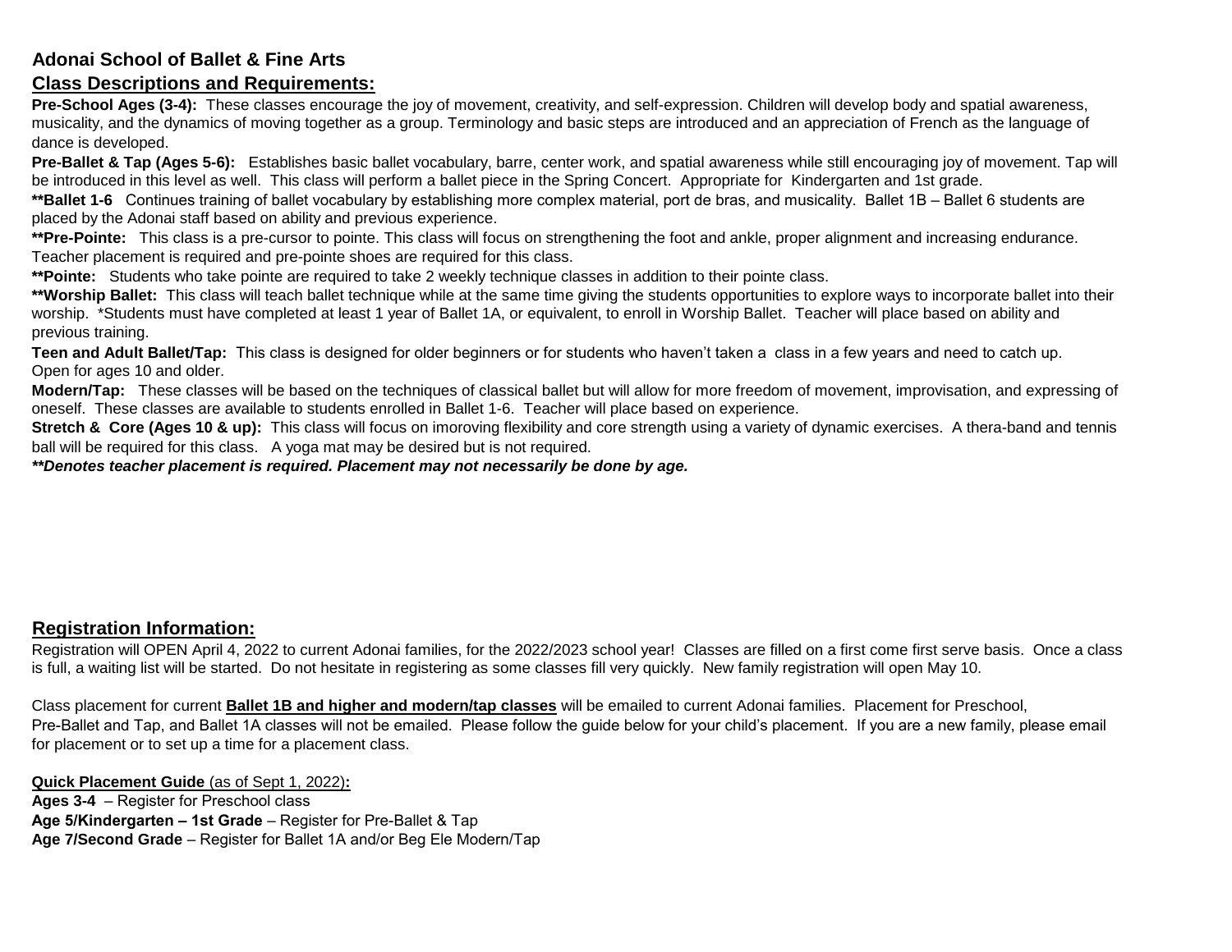# Adonai School of Ballet & Fine Arts

## Class Descriptions and Requirements:

**Pre-School Ages (3-4):** These classes encourage the joy of movement, creativity, and self-expression. Children will develop body and spatial awareness, musicality, and the dynamics of moving together as a group. Terminology and basic steps are introduced and an appreciation of French as the language of dance is developed.

**Pre-Ballet & Tap (Ages 5-6):** Establishes basic ballet vocabulary, barre, center work, and spatial awareness while still encouraging joy of movement. Tap will be introduced in this level as well. This class will perform a ballet piece in the Spring Concert. Appropriate for Kindergarten and 1st grade.

**\*\*Ballet 1-6** Continues training of ballet vocabulary by establishing more complex material, port de bras, and musicality. Ballet 1B – Ballet 6 students are placed by the Adonai staff based on ability and previous experience.

**\*\*Pre-Pointe:** This class is a pre-cursor to pointe. This class will focus on strengthening the foot and ankle, proper alignment and increasing endurance. Teacher placement is required and pre-pointe shoes are required for this class.

**\*\*Pointe:** Students who take pointe are required to take 2 weekly technique classes in addition to their pointe class.

**\*\*Worship Ballet:** This class will teach ballet technique while at the same time giving the students opportunities to explore ways to incorporate ballet into their worship. \*Students must have completed at least 1 year of Ballet 1A, or equivalent, to enroll in Worship Ballet. Teacher will place based on ability and previous training.

**Teen and Adult Ballet/Tap:** This class is designed for older beginners or for students who haven't taken a class in a few years and need to catch up. Open for ages 10 and older.

**Modern/Tap:** These classes will be based on the techniques of classical ballet but will allow for more freedom of movement, improvisation, and expressing of oneself. These classes are available to students enrolled in Ballet 1-6. Teacher will place based on experience.

**Stretch & Core (Ages 10 & up):** This class will focus on imoroving flexibility and core strength using a variety of dynamic exercises. A thera-band and tennis ball will be required for this class. A yoga mat may be desired but is not required.

***\*\*Denotes teacher placement is required. Placement may not necessarily be done by age.***

## Registration Information:

Registration will OPEN April 4, 2022 to current Adonai families, for the 2022/2023 school year! Classes are filled on a first come first serve basis. Once a class is full, a waiting list will be started. Do not hesitate in registering as some classes fill very quickly. New family registration will open May 10.

Class placement for current **Ballet 1B and higher and modern/tap classes** will be emailed to current Adonai families. Placement for Preschool, Pre-Ballet and Tap, and Ballet 1A classes will not be emailed. Please follow the guide below for your child's placement. If you are a new family, please email for placement or to set up a time for a placement class.

**Quick Placement Guide** (as of Sept 1, 2022)**:**

**Ages 3-4** – Register for Preschool class
**Age 5/Kindergarten – 1st Grade** – Register for Pre-Ballet & Tap
**Age 7/Second Grade** – Register for Ballet 1A and/or Beg Ele Modern/Tap